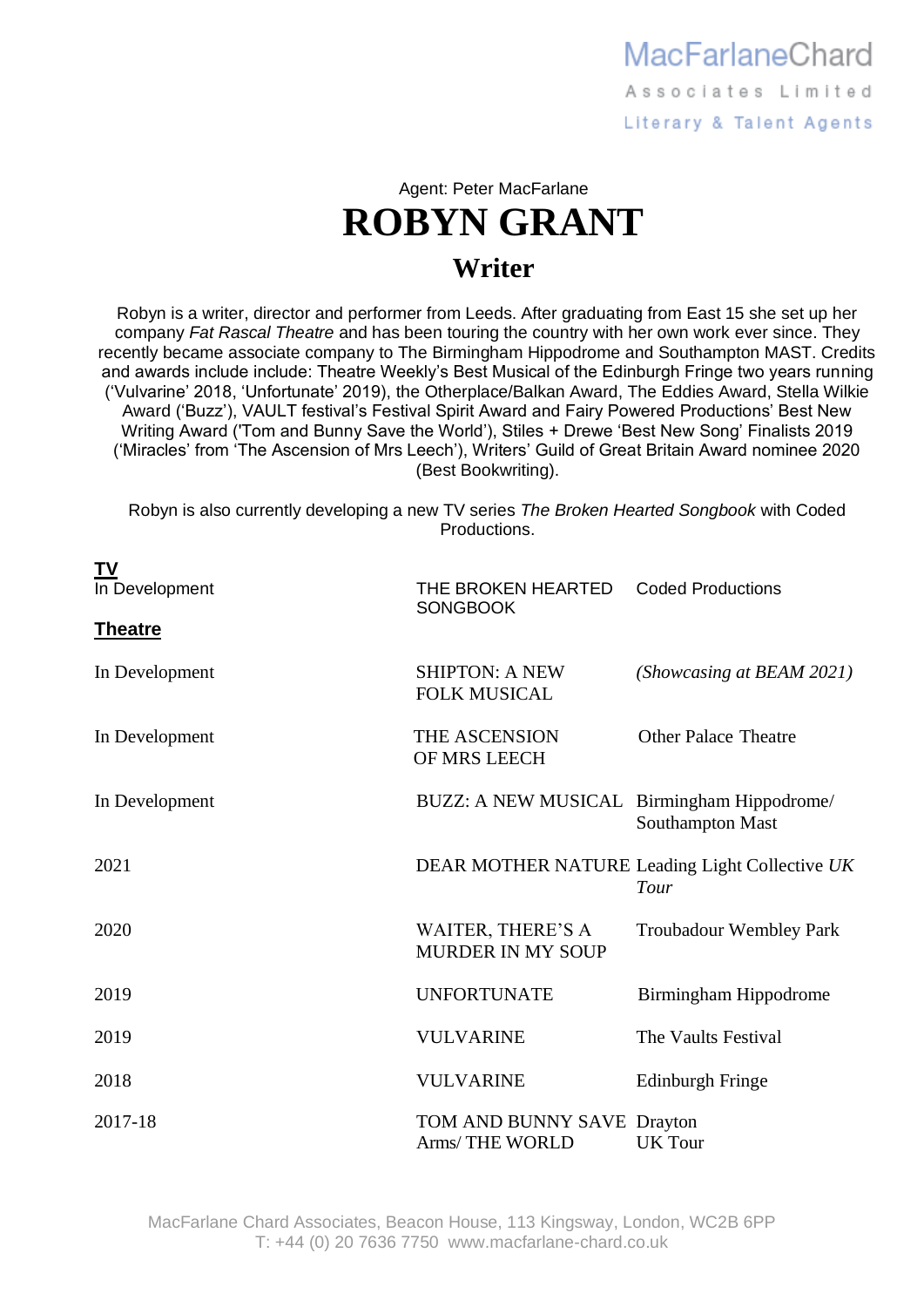MacFarlaneChard
Associates Limited
Literary & Talent Agents

Agent: Peter MacFarlane

# ROBYN GRANT

## Writer

Robyn is a writer, director and performer from Leeds. After graduating from East 15 she set up her company *Fat Rascal Theatre* and has been touring the country with her own work ever since. They recently became associate company to The Birmingham Hippodrome and Southampton MAST. Credits and awards include include: Theatre Weekly's Best Musical of the Edinburgh Fringe two years running ('Vulvarine' 2018, 'Unfortunate' 2019), the Otherplace/Balkan Award, The Eddies Award, Stella Wilkie Award ('Buzz'), VAULT festival's Festival Spirit Award and Fairy Powered Productions' Best New Writing Award ('Tom and Bunny Save the World'), Stiles + Drewe 'Best New Song' Finalists 2019 ('Miracles' from 'The Ascension of Mrs Leech'), Writers' Guild of Great Britain Award nominee 2020 (Best Bookwriting).

Robyn is also currently developing a new TV series *The Broken Hearted Songbook* with Coded Productions.

**TV**

| | | |
|---|---|---|
| In Development | THE BROKEN HEARTED SONGBOOK | Coded Productions |

**Theatre**

| | | |
|---|---|---|
| In Development | SHIPTON: A NEW FOLK MUSICAL | *(Showcasing at BEAM 2021)* |
| In Development | THE ASCENSION OF MRS LEECH | Other Palace Theatre |
| In Development | BUZZ: A NEW MUSICAL | Birmingham Hippodrome/ Southampton Mast |
| 2021 | DEAR MOTHER NATURE | Leading Light Collective *UK Tour* |
| 2020 | WAITER, THERE'S A MURDER IN MY SOUP | Troubadour Wembley Park |
| 2019 | UNFORTUNATE | Birmingham Hippodrome |
| 2019 | VULVARINE | The Vaults Festival |
| 2018 | VULVARINE | Edinburgh Fringe |
| 2017-18 | TOM AND BUNNY SAVE THE WORLD | Drayton Arms/ UK Tour |

MacFarlane Chard Associates, Beacon House, 113 Kingsway, London, WC2B 6PP
T: +44 (0) 20 7636 7750 www.macfarlane-chard.co.uk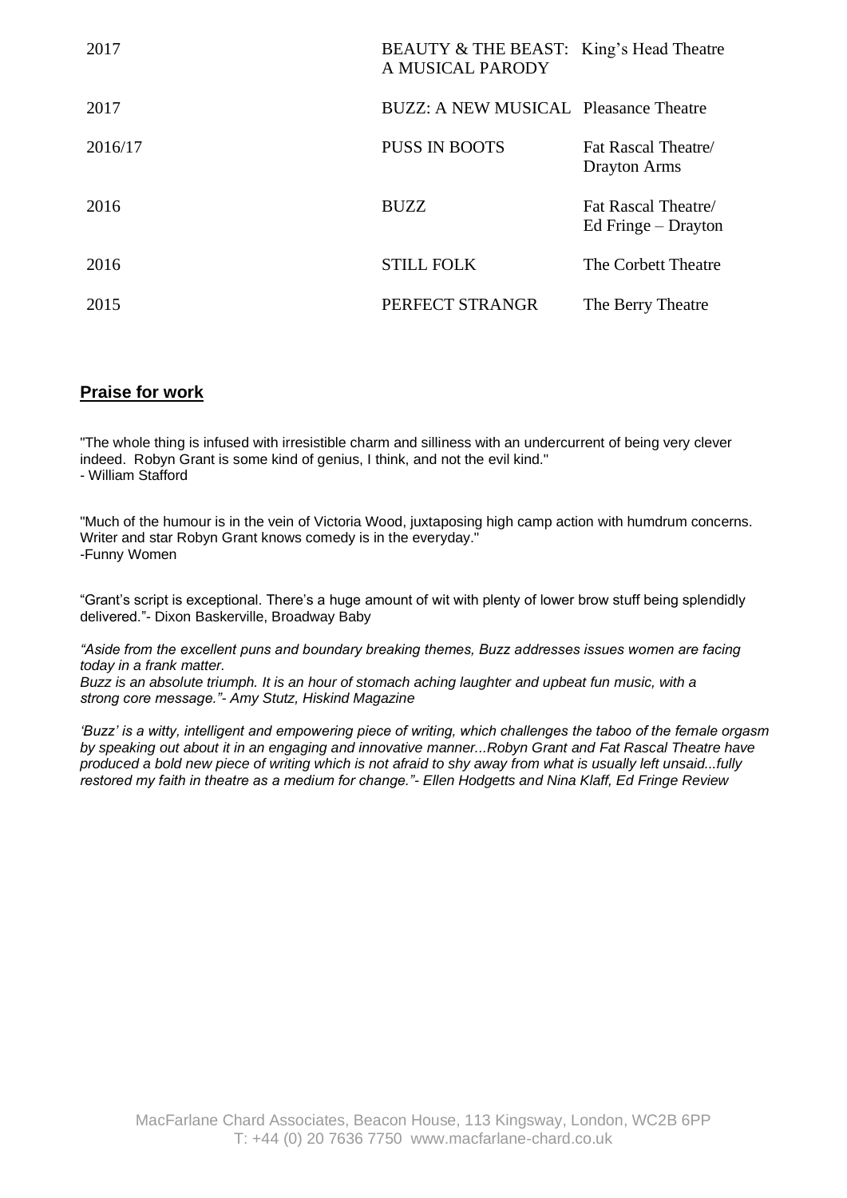| | | |
|---|---|---|
| 2017 | BEAUTY & THE BEAST: A MUSICAL PARODY | King's Head Theatre |
| 2017 | BUZZ: A NEW MUSICAL | Pleasance Theatre |
| 2016/17 | PUSS IN BOOTS | Fat Rascal Theatre/ Drayton Arms |
| 2016 | BUZZ | Fat Rascal Theatre/ Ed Fringe – Drayton |
| 2016 | STILL FOLK | The Corbett Theatre |
| 2015 | PERFECT STRANGR | The Berry Theatre |

## **Praise for work**

"The whole thing is infused with irresistible charm and silliness with an undercurrent of being very clever indeed. Robyn Grant is some kind of genius, I think, and not the evil kind."
- William Stafford

"Much of the humour is in the vein of Victoria Wood, juxtaposing high camp action with humdrum concerns. Writer and star Robyn Grant knows comedy is in the everyday."
-Funny Women

"Grant's script is exceptional. There's a huge amount of wit with plenty of lower brow stuff being splendidly delivered."- Dixon Baskerville, Broadway Baby

*"Aside from the excellent puns and boundary breaking themes, Buzz addresses issues women are facing today in a frank matter.*
*Buzz is an absolute triumph. It is an hour of stomach aching laughter and upbeat fun music, with a strong core message."- Amy Stutz, Hiskind Magazine*

*'Buzz' is a witty, intelligent and empowering piece of writing, which challenges the taboo of the female orgasm by speaking out about it in an engaging and innovative manner...Robyn Grant and Fat Rascal Theatre have produced a bold new piece of writing which is not afraid to shy away from what is usually left unsaid...fully restored my faith in theatre as a medium for change."- Ellen Hodgetts and Nina Klaff, Ed Fringe Review*

MacFarlane Chard Associates, Beacon House, 113 Kingsway, London, WC2B 6PP
T: +44 (0) 20 7636 7750 www.macfarlane-chard.co.uk